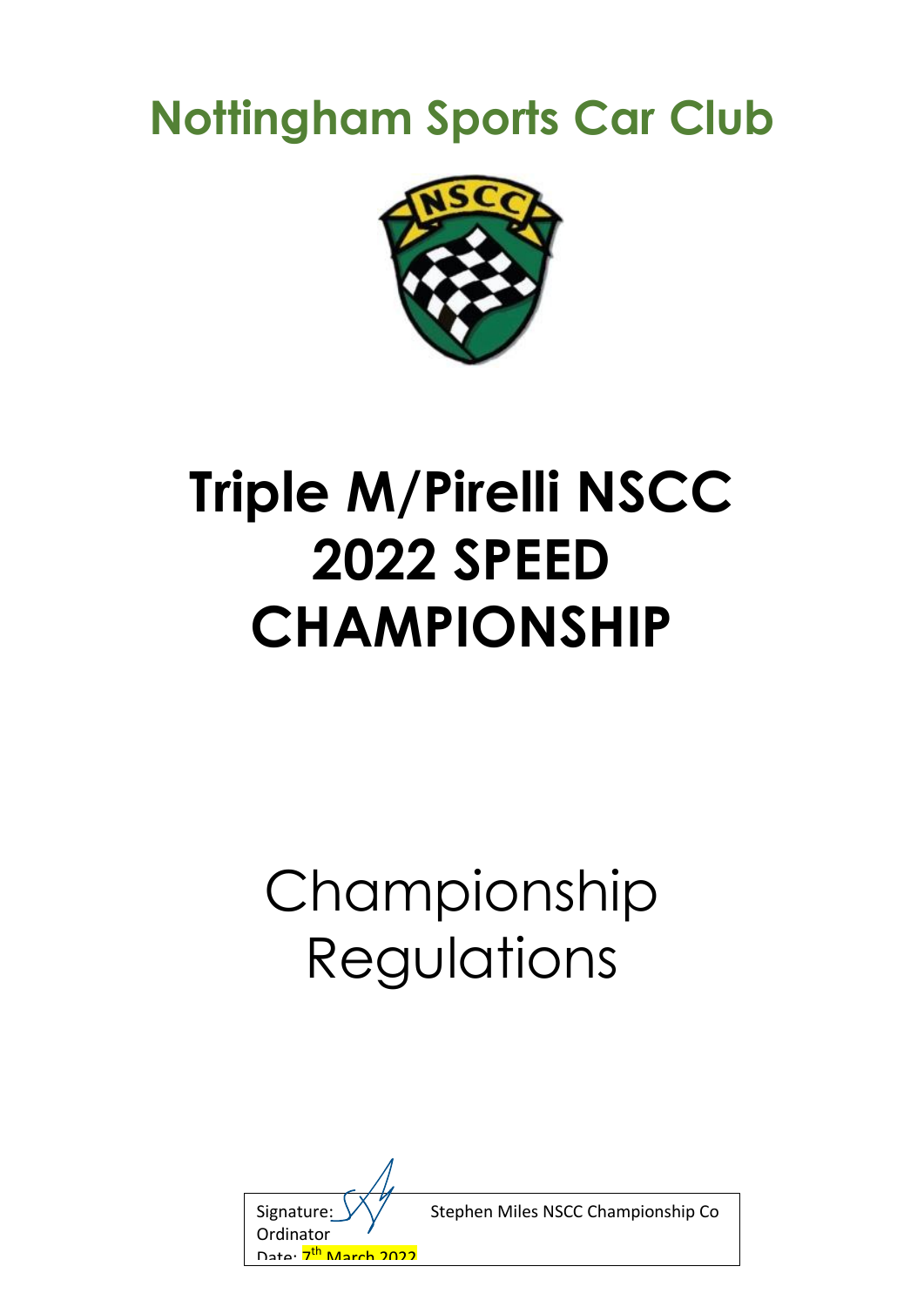# Nottingham Sports Car Club

# Triple M/Pirelli NSCC 2022 SPEED CHAMPIONSHIP

## Championship Regulations

| Signature: Stephen Miles NSCC Championship Co Ordinator |
|---|
| Date: 7th March 2022 |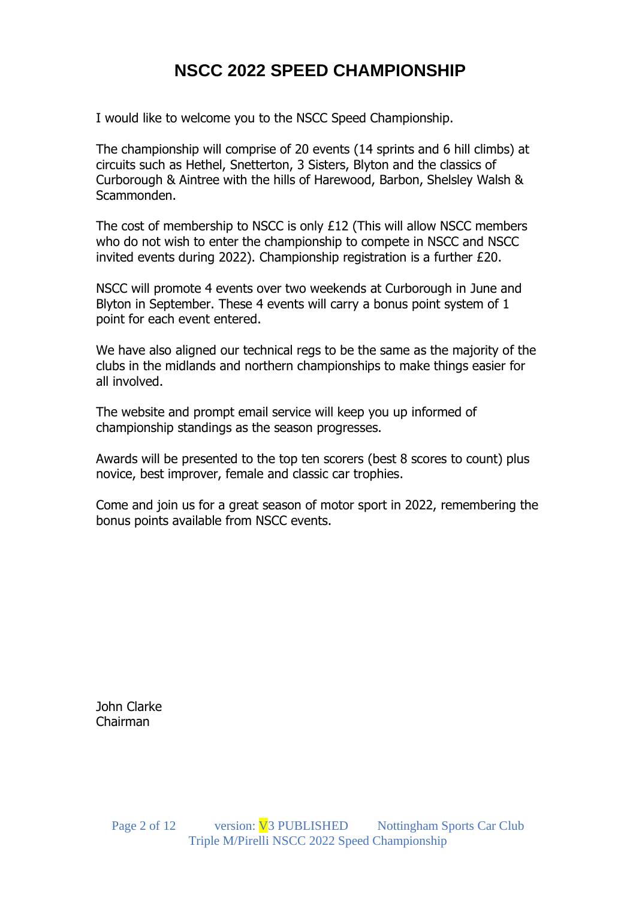# NSCC 2022 SPEED CHAMPIONSHIP

I would like to welcome you to the NSCC Speed Championship.

The championship will comprise of 20 events (14 sprints and 6 hill climbs) at circuits such as Hethel, Snetterton, 3 Sisters, Blyton and the classics of Curborough & Aintree with the hills of Harewood, Barbon, Shelsley Walsh & Scammonden.

The cost of membership to NSCC is only £12 (This will allow NSCC members who do not wish to enter the championship to compete in NSCC and NSCC invited events during 2022). Championship registration is a further £20.

NSCC will promote 4 events over two weekends at Curborough in June and Blyton in September. These 4 events will carry a bonus point system of 1 point for each event entered.

We have also aligned our technical regs to be the same as the majority of the clubs in the midlands and northern championships to make things easier for all involved.

The website and prompt email service will keep you up informed of championship standings as the season progresses.

Awards will be presented to the top ten scorers (best 8 scores to count) plus novice, best improver, female and classic car trophies.

Come and join us for a great season of motor sport in 2022, remembering the bonus points available from NSCC events.

John Clarke
Chairman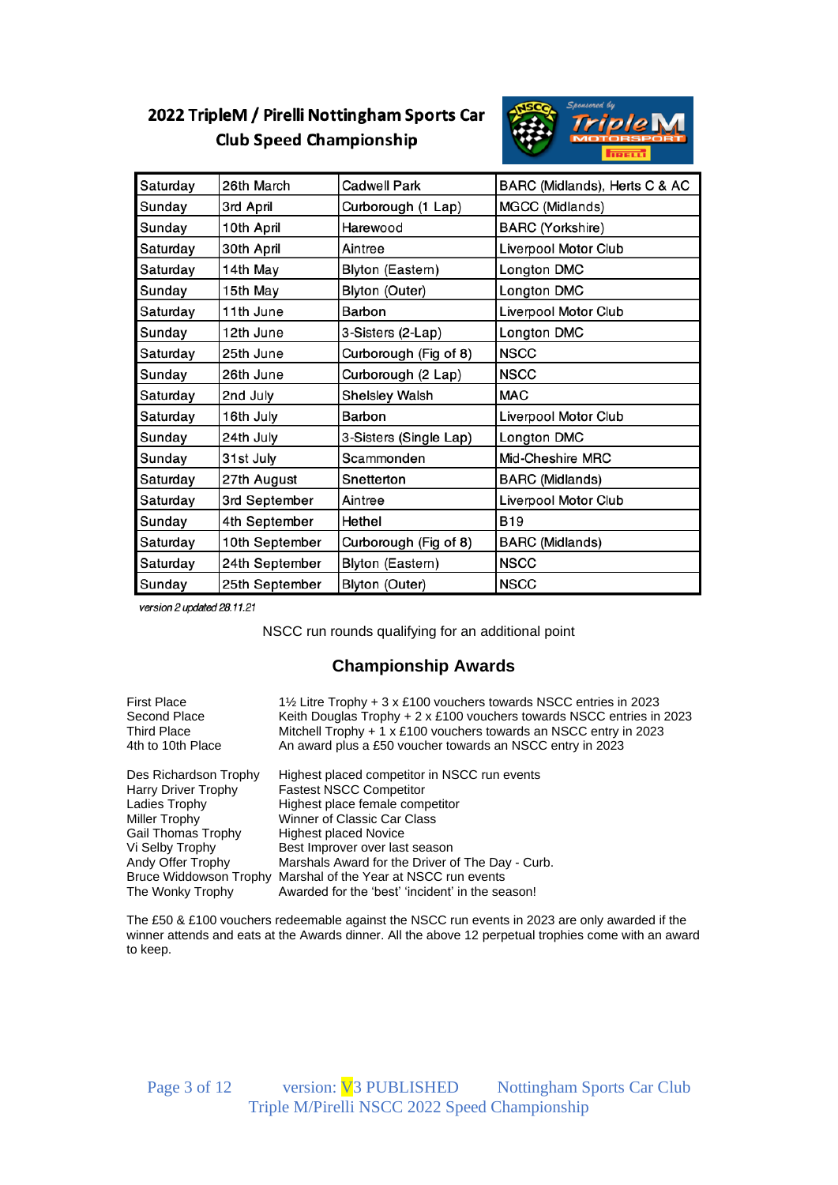# 2022 TripleM / Pirelli Nottingham Sports Car Club Speed Championship

| Saturday | 26th March | Cadwell Park | BARC (Midlands), Herts C & AC |
|---|---|---|---|
| Sunday | 3rd April | Curborough (1 Lap) | MGCC (Midlands) |
| Sunday | 10th April | Harewood | BARC (Yorkshire) |
| Saturday | 30th April | Aintree | Liverpool Motor Club |
| Saturday | 14th May | Blyton (Eastern) | Longton DMC |
| Sunday | 15th May | Blyton (Outer) | Longton DMC |
| Saturday | 11th June | Barbon | Liverpool Motor Club |
| Sunday | 12th June | 3-Sisters (2-Lap) | Longton DMC |
| Saturday | 25th June | Curborough (Fig of 8) | NSCC |
| Sunday | 26th June | Curborough (2 Lap) | NSCC |
| Saturday | 2nd July | Shelsley Walsh | MAC |
| Saturday | 16th July | Barbon | Liverpool Motor Club |
| Sunday | 24th July | 3-Sisters (Single Lap) | Longton DMC |
| Sunday | 31st July | Scammonden | Mid-Cheshire MRC |
| Saturday | 27th August | Snetterton | BARC (Midlands) |
| Saturday | 3rd September | Aintree | Liverpool Motor Club |
| Sunday | 4th September | Hethel | B19 |
| Saturday | 10th September | Curborough (Fig of 8) | BARC (Midlands) |
| Saturday | 24th September | Blyton (Eastern) | NSCC |
| Sunday | 25th September | Blyton (Outer) | NSCC |

*version 2 updated 28.11.21*

NSCC run rounds qualifying for an additional point

## Championship Awards

| | |
|---|---|
| First Place | 1½ Litre Trophy + 3 x £100 vouchers towards NSCC entries in 2023 |
| Second Place | Keith Douglas Trophy + 2 x £100 vouchers towards NSCC entries in 2023 |
| Third Place | Mitchell Trophy + 1 x £100 vouchers towards an NSCC entry in 2023 |
| 4th to 10th Place | An award plus a £50 voucher towards an NSCC entry in 2023 |

| | |
|---|---|
| Des Richardson Trophy | Highest placed competitor in NSCC run events |
| Harry Driver Trophy | Fastest NSCC Competitor |
| Ladies Trophy | Highest place female competitor |
| Miller Trophy | Winner of Classic Car Class |
| Gail Thomas Trophy | Highest placed Novice |
| Vi Selby Trophy | Best Improver over last season |
| Andy Offer Trophy | Marshals Award for the Driver of The Day - Curb. |
| Bruce Widdowson Trophy | Marshal of the Year at NSCC run events |
| The Wonky Trophy | Awarded for the 'best' 'incident' in the season! |

The £50 & £100 vouchers redeemable against the NSCC run events in 2023 are only awarded if the winner attends and eats at the Awards dinner. All the above 12 perpetual trophies come with an award to keep.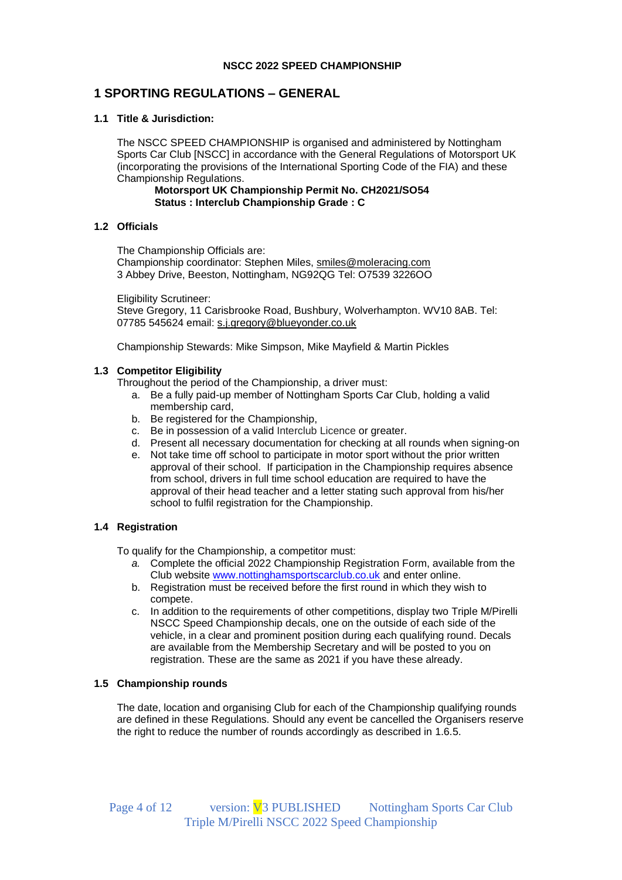**NSCC 2022 SPEED CHAMPIONSHIP**

# 1 SPORTING REGULATIONS – GENERAL

### 1.1 Title & Jurisdiction:

The NSCC SPEED CHAMPIONSHIP is organised and administered by Nottingham Sports Car Club [NSCC] in accordance with the General Regulations of Motorsport UK (incorporating the provisions of the International Sporting Code of the FIA) and these Championship Regulations.

**Motorsport UK Championship Permit No. CH2021/SO54**
**Status : Interclub Championship Grade : C**

### 1.2 Officials

The Championship Officials are:
Championship coordinator: Stephen Miles, smiles@moleracing.com
3 Abbey Drive, Beeston, Nottingham, NG92QG Tel: O7539 3226OO

Eligibility Scrutineer:
Steve Gregory, 11 Carisbrooke Road, Bushbury, Wolverhampton. WV10 8AB. Tel: 07785 545624 email: s.j.gregory@blueyonder.co.uk

Championship Stewards: Mike Simpson, Mike Mayfield & Martin Pickles

### 1.3 Competitor Eligibility

Throughout the period of the Championship, a driver must:

a. Be a fully paid-up member of Nottingham Sports Car Club, holding a valid membership card,
b. Be registered for the Championship,
c. Be in possession of a valid Interclub Licence or greater.
d. Present all necessary documentation for checking at all rounds when signing-on
e. Not take time off school to participate in motor sport without the prior written approval of their school. If participation in the Championship requires absence from school, drivers in full time school education are required to have the approval of their head teacher and a letter stating such approval from his/her school to fulfil registration for the Championship.

### 1.4 Registration

To qualify for the Championship, a competitor must:

*a.* Complete the official 2022 Championship Registration Form, available from the Club website www.nottinghamsportscarclub.co.uk and enter online.
b. Registration must be received before the first round in which they wish to compete.
c. In addition to the requirements of other competitions, display two Triple M/Pirelli NSCC Speed Championship decals, one on the outside of each side of the vehicle, in a clear and prominent position during each qualifying round. Decals are available from the Membership Secretary and will be posted to you on registration. These are the same as 2021 if you have these already.

### 1.5 Championship rounds

The date, location and organising Club for each of the Championship qualifying rounds are defined in these Regulations. Should any event be cancelled the Organisers reserve the right to reduce the number of rounds accordingly as described in 1.6.5.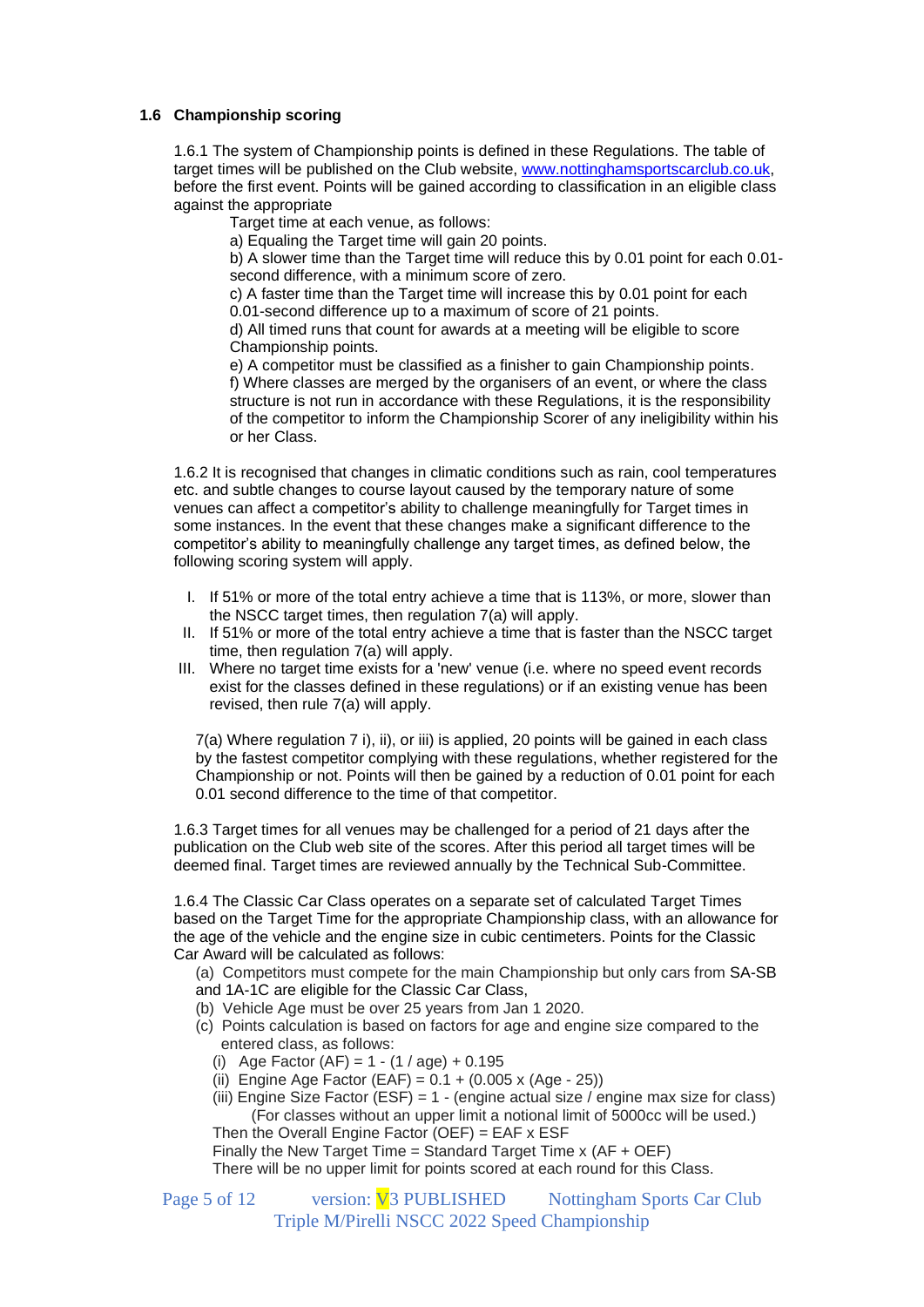### 1.6 Championship scoring

1.6.1 The system of Championship points is defined in these Regulations. The table of target times will be published on the Club website, www.nottinghamsportscarclub.co.uk, before the first event. Points will be gained according to classification in an eligible class against the appropriate

Target time at each venue, as follows:

a) Equaling the Target time will gain 20 points.

b) A slower time than the Target time will reduce this by 0.01 point for each 0.01-second difference, with a minimum score of zero.

c) A faster time than the Target time will increase this by 0.01 point for each 0.01-second difference up to a maximum of score of 21 points.

d) All timed runs that count for awards at a meeting will be eligible to score Championship points.

e) A competitor must be classified as a finisher to gain Championship points.

f) Where classes are merged by the organisers of an event, or where the class structure is not run in accordance with these Regulations, it is the responsibility of the competitor to inform the Championship Scorer of any ineligibility within his or her Class.

1.6.2 It is recognised that changes in climatic conditions such as rain, cool temperatures etc. and subtle changes to course layout caused by the temporary nature of some venues can affect a competitor's ability to challenge meaningfully for Target times in some instances. In the event that these changes make a significant difference to the competitor's ability to meaningfully challenge any target times, as defined below, the following scoring system will apply.

I. If 51% or more of the total entry achieve a time that is 113%, or more, slower than the NSCC target times, then regulation 7(a) will apply.
II. If 51% or more of the total entry achieve a time that is faster than the NSCC target time, then regulation 7(a) will apply.
III. Where no target time exists for a 'new' venue (i.e. where no speed event records exist for the classes defined in these regulations) or if an existing venue has been revised, then rule 7(a) will apply.

7(a) Where regulation 7 i), ii), or iii) is applied, 20 points will be gained in each class by the fastest competitor complying with these regulations, whether registered for the Championship or not. Points will then be gained by a reduction of 0.01 point for each 0.01 second difference to the time of that competitor.

1.6.3 Target times for all venues may be challenged for a period of 21 days after the publication on the Club web site of the scores. After this period all target times will be deemed final. Target times are reviewed annually by the Technical Sub-Committee.

1.6.4 The Classic Car Class operates on a separate set of calculated Target Times based on the Target Time for the appropriate Championship class, with an allowance for the age of the vehicle and the engine size in cubic centimeters. Points for the Classic Car Award will be calculated as follows:

(a) Competitors must compete for the main Championship but only cars from SA-SB and 1A-1C are eligible for the Classic Car Class,
(b) Vehicle Age must be over 25 years from Jan 1 2020.
(c) Points calculation is based on factors for age and engine size compared to the entered class, as follows:
   (i) Age Factor (AF) = $1 - (1 / \text{age}) + 0.195$
   (ii) Engine Age Factor (EAF) = $0.1 + (0.005 \times (\text{Age} - 25))$
   (iii) Engine Size Factor (ESF) = $1 - (\text{engine actual size} / \text{engine max size for class})$
   (For classes without an upper limit a notional limit of 5000cc will be used.)

Then the Overall Engine Factor (OEF) = EAF x ESF

Finally the New Target Time = Standard Target Time x (AF + OEF)

There will be no upper limit for points scored at each round for this Class.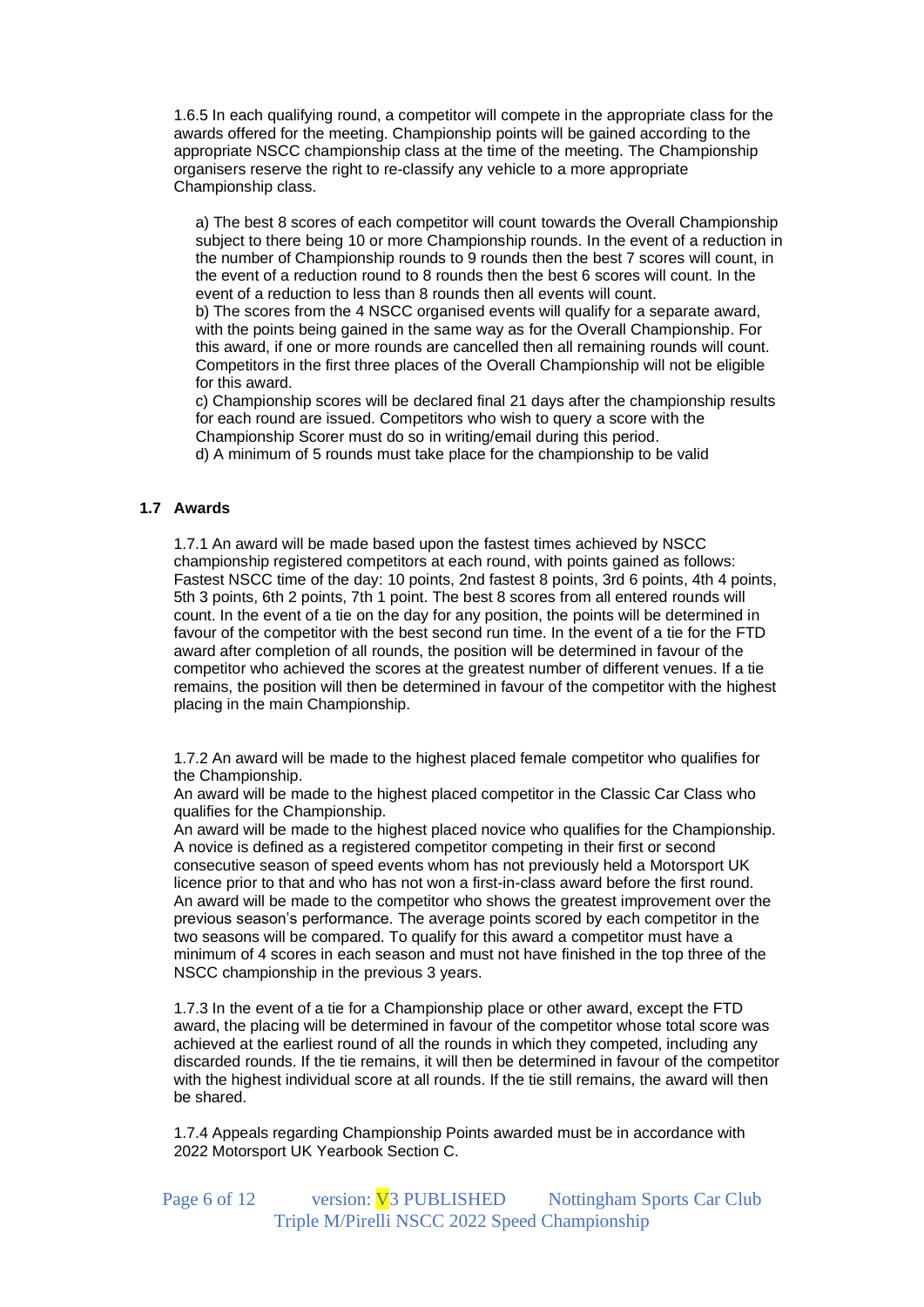1.6.5 In each qualifying round, a competitor will compete in the appropriate class for the awards offered for the meeting. Championship points will be gained according to the appropriate NSCC championship class at the time of the meeting. The Championship organisers reserve the right to re-classify any vehicle to a more appropriate Championship class.

a) The best 8 scores of each competitor will count towards the Overall Championship subject to there being 10 or more Championship rounds. In the event of a reduction in the number of Championship rounds to 9 rounds then the best 7 scores will count, in the event of a reduction round to 8 rounds then the best 6 scores will count. In the event of a reduction to less than 8 rounds then all events will count.

b) The scores from the 4 NSCC organised events will qualify for a separate award, with the points being gained in the same way as for the Overall Championship. For this award, if one or more rounds are cancelled then all remaining rounds will count. Competitors in the first three places of the Overall Championship will not be eligible for this award.

c) Championship scores will be declared final 21 days after the championship results for each round are issued. Competitors who wish to query a score with the Championship Scorer must do so in writing/email during this period.

d) A minimum of 5 rounds must take place for the championship to be valid

### 1.7 Awards

1.7.1 An award will be made based upon the fastest times achieved by NSCC championship registered competitors at each round, with points gained as follows: Fastest NSCC time of the day: 10 points, 2nd fastest 8 points, 3rd 6 points, 4th 4 points, 5th 3 points, 6th 2 points, 7th 1 point. The best 8 scores from all entered rounds will count. In the event of a tie on the day for any position, the points will be determined in favour of the competitor with the best second run time. In the event of a tie for the FTD award after completion of all rounds, the position will be determined in favour of the competitor who achieved the scores at the greatest number of different venues. If a tie remains, the position will then be determined in favour of the competitor with the highest placing in the main Championship.

1.7.2 An award will be made to the highest placed female competitor who qualifies for the Championship.

An award will be made to the highest placed competitor in the Classic Car Class who qualifies for the Championship.

An award will be made to the highest placed novice who qualifies for the Championship. A novice is defined as a registered competitor competing in their first or second consecutive season of speed events whom has not previously held a Motorsport UK licence prior to that and who has not won a first-in-class award before the first round.

An award will be made to the competitor who shows the greatest improvement over the previous season's performance. The average points scored by each competitor in the two seasons will be compared. To qualify for this award a competitor must have a minimum of 4 scores in each season and must not have finished in the top three of the NSCC championship in the previous 3 years.

1.7.3 In the event of a tie for a Championship place or other award, except the FTD award, the placing will be determined in favour of the competitor whose total score was achieved at the earliest round of all the rounds in which they competed, including any discarded rounds. If the tie remains, it will then be determined in favour of the competitor with the highest individual score at all rounds. If the tie still remains, the award will then be shared.

1.7.4 Appeals regarding Championship Points awarded must be in accordance with 2022 Motorsport UK Yearbook Section C.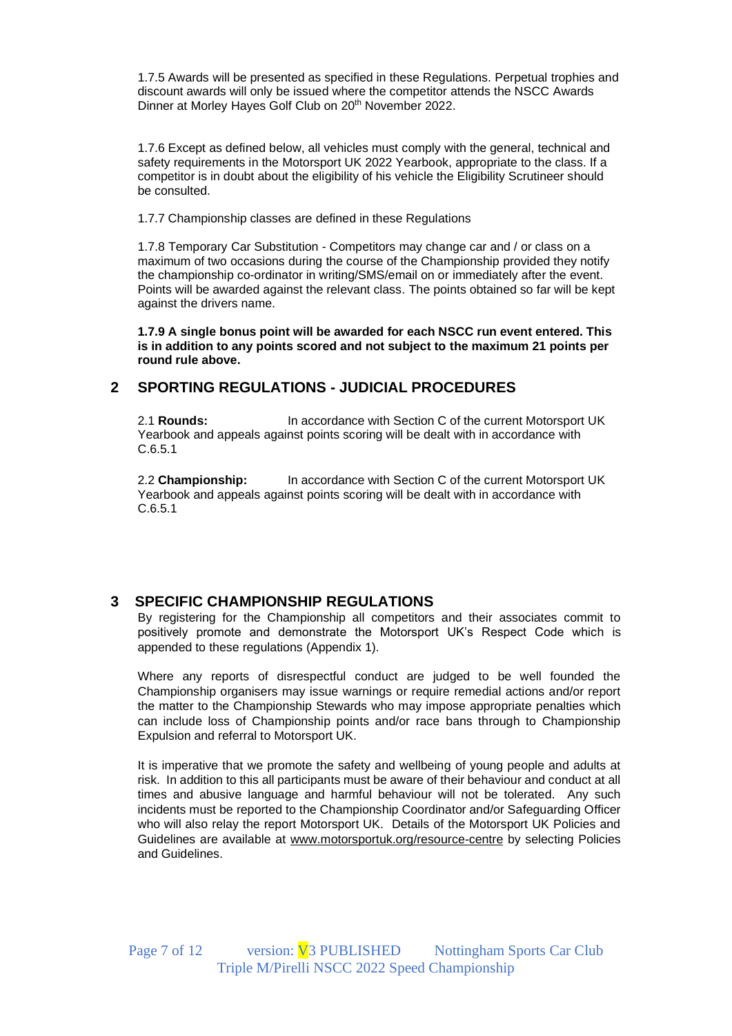1.7.5 Awards will be presented as specified in these Regulations. Perpetual trophies and discount awards will only be issued where the competitor attends the NSCC Awards Dinner at Morley Hayes Golf Club on 20th November 2022.

1.7.6 Except as defined below, all vehicles must comply with the general, technical and safety requirements in the Motorsport UK 2022 Yearbook, appropriate to the class. If a competitor is in doubt about the eligibility of his vehicle the Eligibility Scrutineer should be consulted.

1.7.7 Championship classes are defined in these Regulations

1.7.8 Temporary Car Substitution - Competitors may change car and / or class on a maximum of two occasions during the course of the Championship provided they notify the championship co-ordinator in writing/SMS/email on or immediately after the event. Points will be awarded against the relevant class. The points obtained so far will be kept against the drivers name.

**1.7.9 A single bonus point will be awarded for each NSCC run event entered. This is in addition to any points scored and not subject to the maximum 21 points per round rule above.**

## 2 SPORTING REGULATIONS - JUDICIAL PROCEDURES

2.1 **Rounds:** In accordance with Section C of the current Motorsport UK Yearbook and appeals against points scoring will be dealt with in accordance with C.6.5.1

2.2 **Championship:** In accordance with Section C of the current Motorsport UK Yearbook and appeals against points scoring will be dealt with in accordance with C.6.5.1

## 3 SPECIFIC CHAMPIONSHIP REGULATIONS

By registering for the Championship all competitors and their associates commit to positively promote and demonstrate the Motorsport UK's Respect Code which is appended to these regulations (Appendix 1).

Where any reports of disrespectful conduct are judged to be well founded the Championship organisers may issue warnings or require remedial actions and/or report the matter to the Championship Stewards who may impose appropriate penalties which can include loss of Championship points and/or race bans through to Championship Expulsion and referral to Motorsport UK.

It is imperative that we promote the safety and wellbeing of young people and adults at risk. In addition to this all participants must be aware of their behaviour and conduct at all times and abusive language and harmful behaviour will not be tolerated. Any such incidents must be reported to the Championship Coordinator and/or Safeguarding Officer who will also relay the report Motorsport UK. Details of the Motorsport UK Policies and Guidelines are available at www.motorsportuk.org/resource-centre by selecting Policies and Guidelines.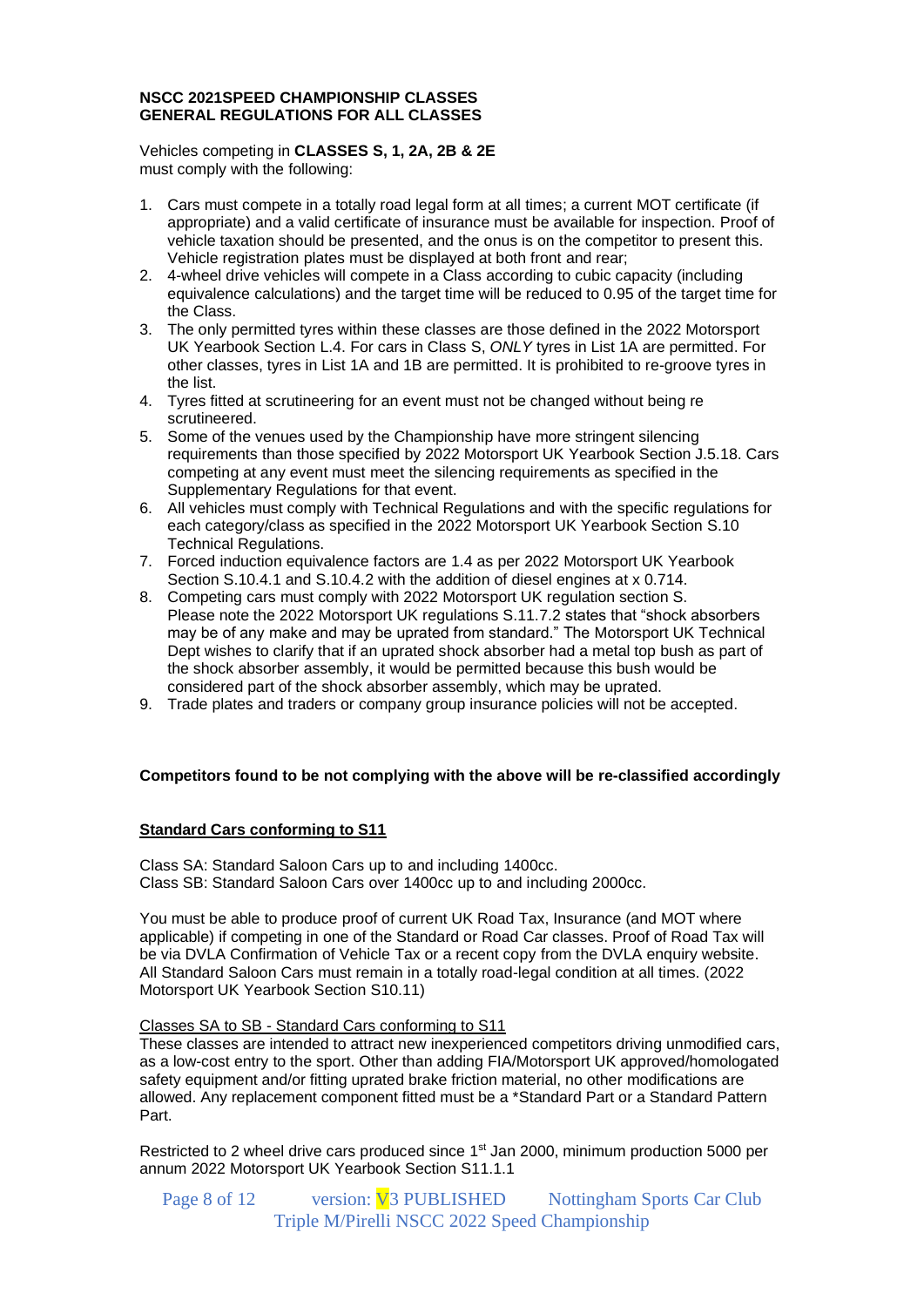**NSCC 2021SPEED CHAMPIONSHIP CLASSES**
**GENERAL REGULATIONS FOR ALL CLASSES**

Vehicles competing in **CLASSES S, 1, 2A, 2B & 2E** must comply with the following:

1. Cars must compete in a totally road legal form at all times; a current MOT certificate (if appropriate) and a valid certificate of insurance must be available for inspection. Proof of vehicle taxation should be presented, and the onus is on the competitor to present this. Vehicle registration plates must be displayed at both front and rear;
2. 4-wheel drive vehicles will compete in a Class according to cubic capacity (including equivalence calculations) and the target time will be reduced to 0.95 of the target time for the Class.
3. The only permitted tyres within these classes are those defined in the 2022 Motorsport UK Yearbook Section L.4. For cars in Class S, *ONLY* tyres in List 1A are permitted. For other classes, tyres in List 1A and 1B are permitted. It is prohibited to re-groove tyres in the list.
4. Tyres fitted at scrutineering for an event must not be changed without being re scrutineered.
5. Some of the venues used by the Championship have more stringent silencing requirements than those specified by 2022 Motorsport UK Yearbook Section J.5.18. Cars competing at any event must meet the silencing requirements as specified in the Supplementary Regulations for that event.
6. All vehicles must comply with Technical Regulations and with the specific regulations for each category/class as specified in the 2022 Motorsport UK Yearbook Section S.10 Technical Regulations.
7. Forced induction equivalence factors are 1.4 as per 2022 Motorsport UK Yearbook Section S.10.4.1 and S.10.4.2 with the addition of diesel engines at x 0.714.
8. Competing cars must comply with 2022 Motorsport UK regulation section S. Please note the 2022 Motorsport UK regulations S.11.7.2 states that "shock absorbers may be of any make and may be uprated from standard." The Motorsport UK Technical Dept wishes to clarify that if an uprated shock absorber had a metal top bush as part of the shock absorber assembly, it would be permitted because this bush would be considered part of the shock absorber assembly, which may be uprated.
9. Trade plates and traders or company group insurance policies will not be accepted.

**Competitors found to be not complying with the above will be re-classified accordingly**

**Standard Cars conforming to S11**

Class SA: Standard Saloon Cars up to and including 1400cc.
Class SB: Standard Saloon Cars over 1400cc up to and including 2000cc.

You must be able to produce proof of current UK Road Tax, Insurance (and MOT where applicable) if competing in one of the Standard or Road Car classes. Proof of Road Tax will be via DVLA Confirmation of Vehicle Tax or a recent copy from the DVLA enquiry website. All Standard Saloon Cars must remain in a totally road-legal condition at all times. (2022 Motorsport UK Yearbook Section S10.11)

Classes SA to SB - Standard Cars conforming to S11

These classes are intended to attract new inexperienced competitors driving unmodified cars, as a low-cost entry to the sport. Other than adding FIA/Motorsport UK approved/homologated safety equipment and/or fitting uprated brake friction material, no other modifications are allowed. Any replacement component fitted must be a *Standard Part or a Standard Pattern Part.

Restricted to 2 wheel drive cars produced since 1st Jan 2000, minimum production 5000 per annum 2022 Motorsport UK Yearbook Section S11.1.1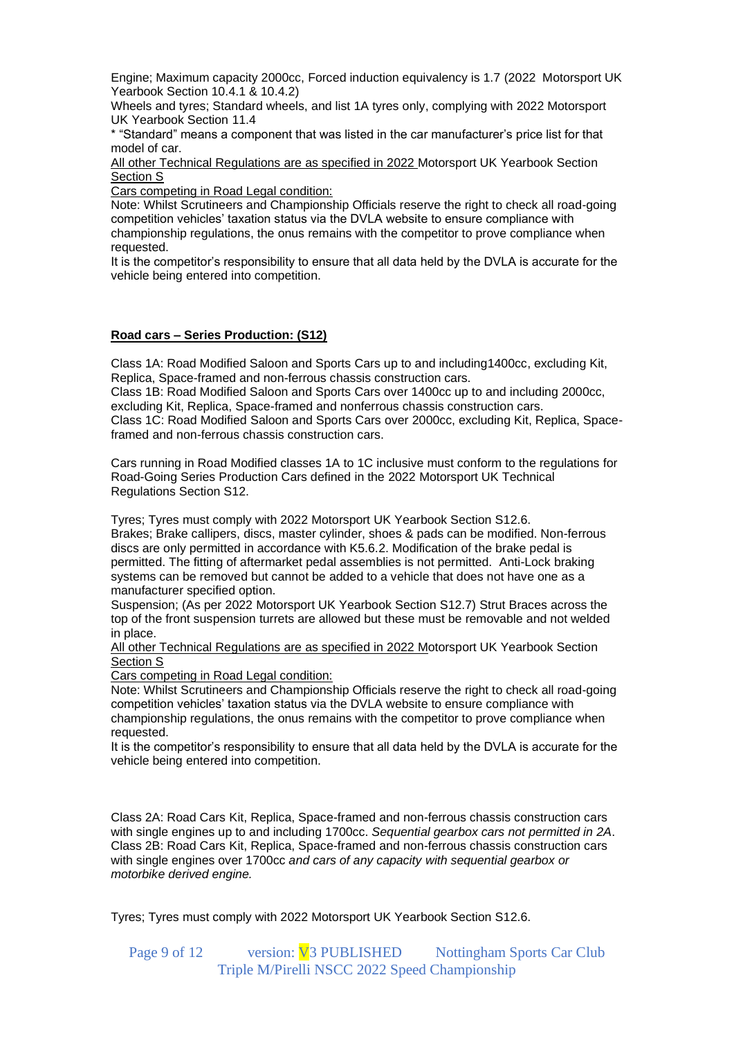Engine; Maximum capacity 2000cc, Forced induction equivalency is 1.7 (2022 Motorsport UK Yearbook Section 10.4.1 & 10.4.2)

Wheels and tyres; Standard wheels, and list 1A tyres only, complying with 2022 Motorsport UK Yearbook Section 11.4

* "Standard" means a component that was listed in the car manufacturer's price list for that model of car.

All other Technical Regulations are as specified in 2022 Motorsport UK Yearbook Section Section S

Cars competing in Road Legal condition:

Note: Whilst Scrutineers and Championship Officials reserve the right to check all road-going competition vehicles' taxation status via the DVLA website to ensure compliance with championship regulations, the onus remains with the competitor to prove compliance when requested.

It is the competitor's responsibility to ensure that all data held by the DVLA is accurate for the vehicle being entered into competition.

**Road cars – Series Production: (S12)**

Class 1A: Road Modified Saloon and Sports Cars up to and including1400cc, excluding Kit, Replica, Space-framed and non-ferrous chassis construction cars.

Class 1B: Road Modified Saloon and Sports Cars over 1400cc up to and including 2000cc, excluding Kit, Replica, Space-framed and nonferrous chassis construction cars.

Class 1C: Road Modified Saloon and Sports Cars over 2000cc, excluding Kit, Replica, Space-framed and non-ferrous chassis construction cars.

Cars running in Road Modified classes 1A to 1C inclusive must conform to the regulations for Road-Going Series Production Cars defined in the 2022 Motorsport UK Technical Regulations Section S12.

Tyres; Tyres must comply with 2022 Motorsport UK Yearbook Section S12.6.

Brakes; Brake callipers, discs, master cylinder, shoes & pads can be modified. Non-ferrous discs are only permitted in accordance with K5.6.2. Modification of the brake pedal is permitted. The fitting of aftermarket pedal assemblies is not permitted. Anti-Lock braking systems can be removed but cannot be added to a vehicle that does not have one as a manufacturer specified option.

Suspension; (As per 2022 Motorsport UK Yearbook Section S12.7) Strut Braces across the top of the front suspension turrets are allowed but these must be removable and not welded in place.

All other Technical Regulations are as specified in 2022 Motorsport UK Yearbook Section Section S

Cars competing in Road Legal condition:

Note: Whilst Scrutineers and Championship Officials reserve the right to check all road-going competition vehicles' taxation status via the DVLA website to ensure compliance with championship regulations, the onus remains with the competitor to prove compliance when requested.

It is the competitor's responsibility to ensure that all data held by the DVLA is accurate for the vehicle being entered into competition.

Class 2A: Road Cars Kit, Replica, Space-framed and non-ferrous chassis construction cars with single engines up to and including 1700cc. *Sequential gearbox cars not permitted in 2A*.

Class 2B: Road Cars Kit, Replica, Space-framed and non-ferrous chassis construction cars with single engines over 1700cc *and cars of any capacity with sequential gearbox or motorbike derived engine.*

Tyres; Tyres must comply with 2022 Motorsport UK Yearbook Section S12.6.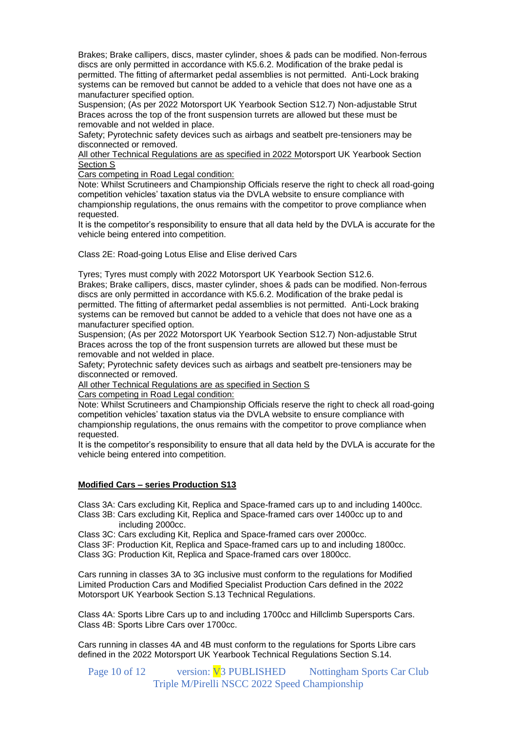Brakes; Brake callipers, discs, master cylinder, shoes & pads can be modified. Non-ferrous discs are only permitted in accordance with K5.6.2. Modification of the brake pedal is permitted. The fitting of aftermarket pedal assemblies is not permitted. Anti-Lock braking systems can be removed but cannot be added to a vehicle that does not have one as a manufacturer specified option.

Suspension; (As per 2022 Motorsport UK Yearbook Section S12.7) Non-adjustable Strut Braces across the top of the front suspension turrets are allowed but these must be removable and not welded in place.

Safety; Pyrotechnic safety devices such as airbags and seatbelt pre-tensioners may be disconnected or removed.

All other Technical Regulations are as specified in 2022 Motorsport UK Yearbook Section Section S

Cars competing in Road Legal condition:

Note: Whilst Scrutineers and Championship Officials reserve the right to check all road-going competition vehicles' taxation status via the DVLA website to ensure compliance with championship regulations, the onus remains with the competitor to prove compliance when requested.

It is the competitor's responsibility to ensure that all data held by the DVLA is accurate for the vehicle being entered into competition.

Class 2E: Road-going Lotus Elise and Elise derived Cars

Tyres; Tyres must comply with 2022 Motorsport UK Yearbook Section S12.6.

Brakes; Brake callipers, discs, master cylinder, shoes & pads can be modified. Non-ferrous discs are only permitted in accordance with K5.6.2. Modification of the brake pedal is permitted. The fitting of aftermarket pedal assemblies is not permitted. Anti-Lock braking systems can be removed but cannot be added to a vehicle that does not have one as a manufacturer specified option.

Suspension; (As per 2022 Motorsport UK Yearbook Section S12.7) Non-adjustable Strut Braces across the top of the front suspension turrets are allowed but these must be removable and not welded in place.

Safety; Pyrotechnic safety devices such as airbags and seatbelt pre-tensioners may be disconnected or removed.

All other Technical Regulations are as specified in Section S

Cars competing in Road Legal condition:

Note: Whilst Scrutineers and Championship Officials reserve the right to check all road-going competition vehicles' taxation status via the DVLA website to ensure compliance with championship regulations, the onus remains with the competitor to prove compliance when requested.

It is the competitor's responsibility to ensure that all data held by the DVLA is accurate for the vehicle being entered into competition.

**Modified Cars – series Production S13**

Class 3A: Cars excluding Kit, Replica and Space-framed cars up to and including 1400cc.
Class 3B: Cars excluding Kit, Replica and Space-framed cars over 1400cc up to and including 2000cc.
Class 3C: Cars excluding Kit, Replica and Space-framed cars over 2000cc.
Class 3F: Production Kit, Replica and Space-framed cars up to and including 1800cc.
Class 3G: Production Kit, Replica and Space-framed cars over 1800cc.

Cars running in classes 3A to 3G inclusive must conform to the regulations for Modified Limited Production Cars and Modified Specialist Production Cars defined in the 2022 Motorsport UK Yearbook Section S.13 Technical Regulations.

Class 4A: Sports Libre Cars up to and including 1700cc and Hillclimb Supersports Cars.
Class 4B: Sports Libre Cars over 1700cc.

Cars running in classes 4A and 4B must conform to the regulations for Sports Libre cars defined in the 2022 Motorsport UK Yearbook Technical Regulations Section S.14.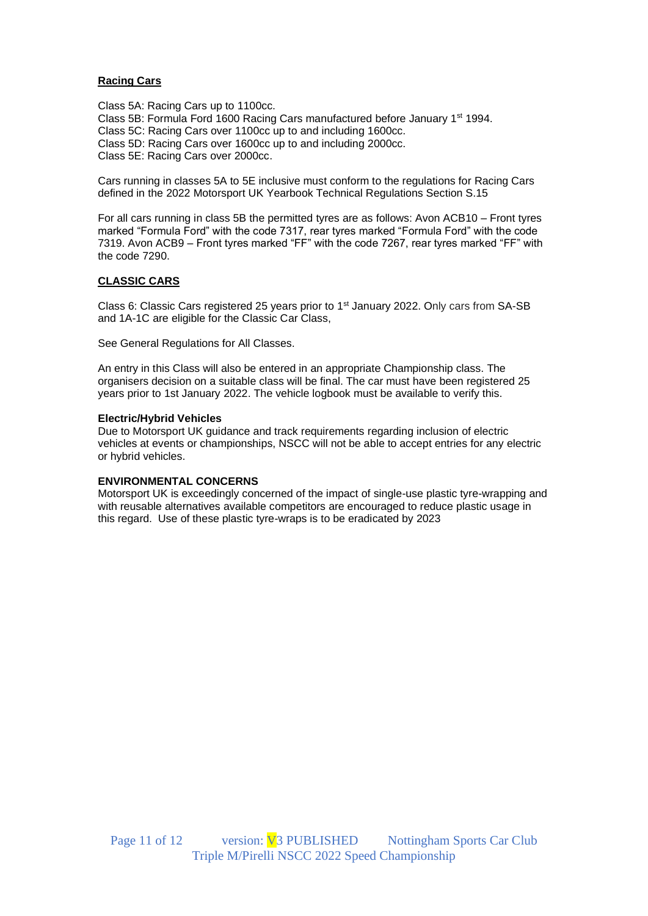**Racing Cars**

Class 5A: Racing Cars up to 1100cc.
Class 5B: Formula Ford 1600 Racing Cars manufactured before January 1st 1994.
Class 5C: Racing Cars over 1100cc up to and including 1600cc.
Class 5D: Racing Cars over 1600cc up to and including 2000cc.
Class 5E: Racing Cars over 2000cc.

Cars running in classes 5A to 5E inclusive must conform to the regulations for Racing Cars defined in the 2022 Motorsport UK Yearbook Technical Regulations Section S.15

For all cars running in class 5B the permitted tyres are as follows: Avon ACB10 – Front tyres marked "Formula Ford" with the code 7317, rear tyres marked "Formula Ford" with the code 7319. Avon ACB9 – Front tyres marked "FF" with the code 7267, rear tyres marked "FF" with the code 7290.

**CLASSIC CARS**

Class 6: Classic Cars registered 25 years prior to 1st January 2022. Only cars from SA-SB and 1A-1C are eligible for the Classic Car Class,

See General Regulations for All Classes.

An entry in this Class will also be entered in an appropriate Championship class. The organisers decision on a suitable class will be final. The car must have been registered 25 years prior to 1st January 2022. The vehicle logbook must be available to verify this.

**Electric/Hybrid Vehicles**
Due to Motorsport UK guidance and track requirements regarding inclusion of electric vehicles at events or championships, NSCC will not be able to accept entries for any electric or hybrid vehicles.

**ENVIRONMENTAL CONCERNS**
Motorsport UK is exceedingly concerned of the impact of single-use plastic tyre-wrapping and with reusable alternatives available competitors are encouraged to reduce plastic usage in this regard. Use of these plastic tyre-wraps is to be eradicated by 2023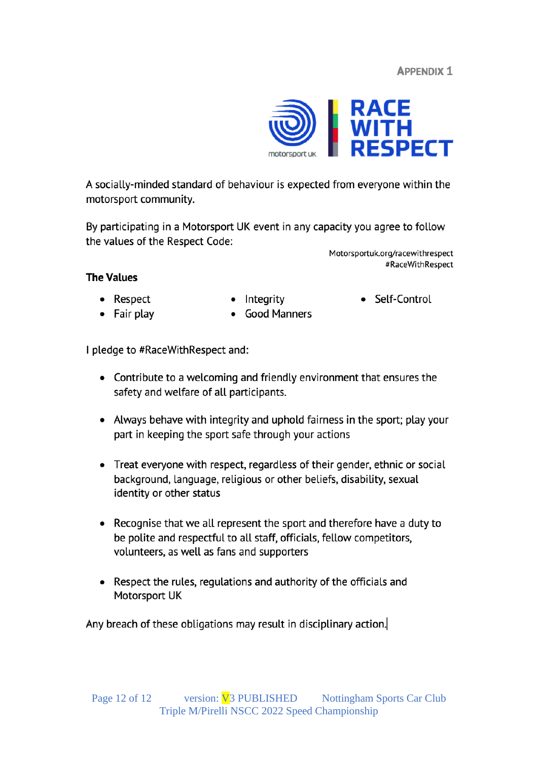**APPENDIX 1**

RACE WITH RESPECT

A socially-minded standard of behaviour is expected from everyone within the motorsport community.

By participating in a Motorsport UK event in any capacity you agree to follow the values of the Respect Code:

Motorsportuk.org/racewithrespect
#RaceWithRespect

**The Values**

- Respect
- Fair play
- Integrity
- Good Manners
- Self-Control

I pledge to #RaceWithRespect and:

- Contribute to a welcoming and friendly environment that ensures the safety and welfare of all participants.
- Always behave with integrity and uphold fairness in the sport; play your part in keeping the sport safe through your actions
- Treat everyone with respect, regardless of their gender, ethnic or social background, language, religious or other beliefs, disability, sexual identity or other status
- Recognise that we all represent the sport and therefore have a duty to be polite and respectful to all staff, officials, fellow competitors, volunteers, as well as fans and supporters
- Respect the rules, regulations and authority of the officials and Motorsport UK

Any breach of these obligations may result in disciplinary action.